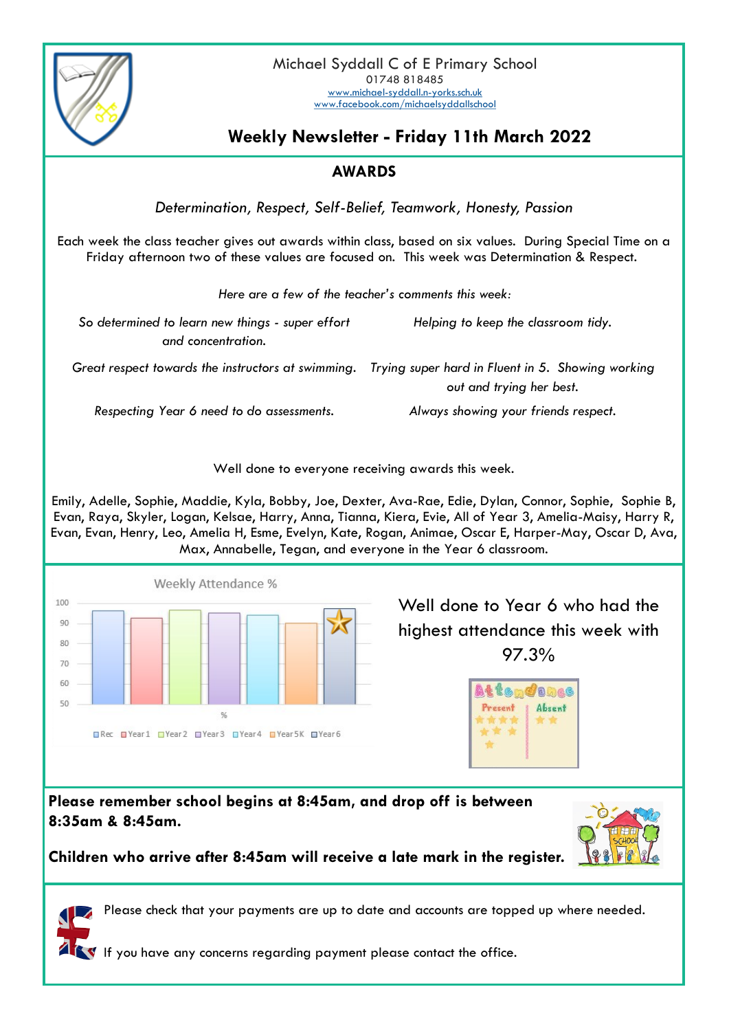Michael Syddall C of E Primary School
01748 818485
www.michael-syddall.n-yorks.sch.uk
www.facebook.com/michaelsyddallschool

# Weekly Newsletter - Friday 11th March 2022

## AWARDS

*Determination, Respect, Self-Belief, Teamwork, Honesty, Passion*

Each week the class teacher gives out awards within class, based on six values. During Special Time on a Friday afternoon two of these values are focused on. This week was Determination & Respect.

*Here are a few of the teacher's comments this week:*

*So determined to learn new things - super effort and concentration.*

*Helping to keep the classroom tidy.*

*Great respect towards the instructors at swimming.*

*Trying super hard in Fluent in 5. Showing working out and trying her best.*

*Respecting Year 6 need to do assessments.*

*Always showing your friends respect.*

Well done to everyone receiving awards this week.

Emily, Adelle, Sophie, Maddie, Kyla, Bobby, Joe, Dexter, Ava-Rae, Edie, Dylan, Connor, Sophie, Sophie B, Evan, Raya, Skyler, Logan, Kelsae, Harry, Anna, Tianna, Kiera, Evie, All of Year 3, Amelia-Maisy, Harry R, Evan, Evan, Henry, Leo, Amelia H, Esme, Evelyn, Kate, Rogan, Animae, Oscar E, Harper-May, Oscar D, Ava, Max, Annabelle, Tegan, and everyone in the Year 6 classroom.

Weekly Attendance %

Rec, Year 1, Year 2, Year 3, Year 4, Year 5K, Year 6

Well done to Year 6 who had the highest attendance this week with 97.3%

**Please remember school begins at 8:45am, and drop off is between 8:35am & 8:45am.**

**Children who arrive after 8:45am will receive a late mark in the register.**

Please check that your payments are up to date and accounts are topped up where needed.

If you have any concerns regarding payment please contact the office.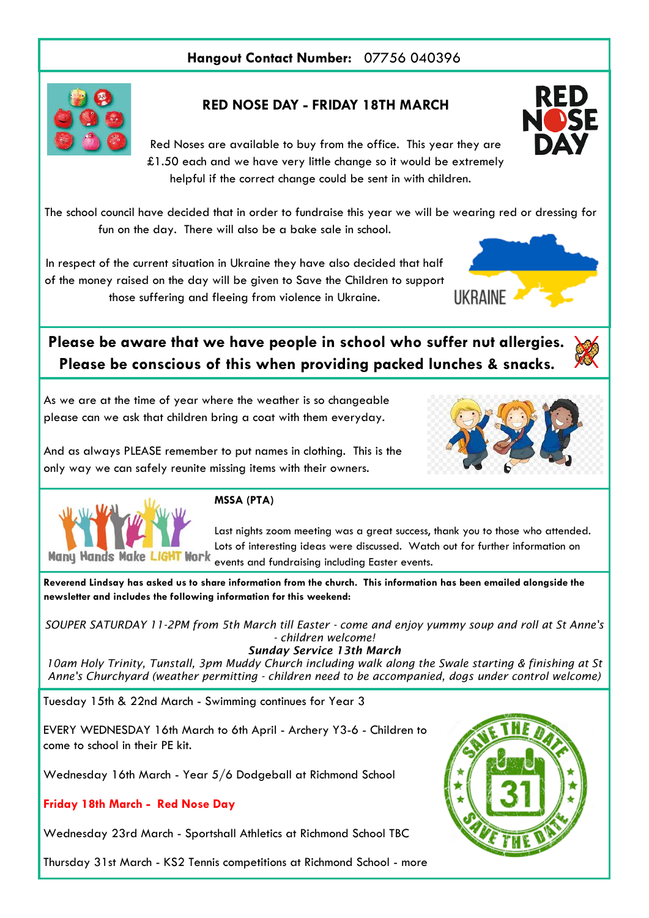**Hangout Contact Number:** 07756 040396

## RED NOSE DAY - FRIDAY 18TH MARCH

Red Noses are available to buy from the office. This year they are £1.50 each and we have very little change so it would be extremely helpful if the correct change could be sent in with children.

The school council have decided that in order to fundraise this year we will be wearing red or dressing for fun on the day. There will also be a bake sale in school.

In respect of the current situation in Ukraine they have also decided that half of the money raised on the day will be given to Save the Children to support those suffering and fleeing from violence in Ukraine.

**Please be aware that we have people in school who suffer nut allergies. Please be conscious of this when providing packed lunches & snacks.**

As we are at the time of year where the weather is so changeable please can we ask that children bring a coat with them everyday.

And as always PLEASE remember to put names in clothing. This is the only way we can safely reunite missing items with their owners.

**MSSA (PTA)**

Last nights zoom meeting was a great success, thank you to those who attended. Lots of interesting ideas were discussed. Watch out for further information on events and fundraising including Easter events.

**Reverend Lindsay has asked us to share information from the church. This information has been emailed alongside the newsletter and includes the following information for this weekend:**

*SOUPER SATURDAY 11-2PM from 5th March till Easter - come and enjoy yummy soup and roll at St Anne's - children welcome!*

***Sunday Service 13th March***

*10am Holy Trinity, Tunstall, 3pm Muddy Church including walk along the Swale starting & finishing at St Anne's Churchyard (weather permitting - children need to be accompanied, dogs under control welcome)*

Tuesday 15th & 22nd March - Swimming continues for Year 3

EVERY WEDNESDAY 16th March to 6th April - Archery Y3-6 - Children to come to school in their PE kit.

Wednesday 16th March - Year 5/6 Dodgeball at Richmond School

**Friday 18th March - Red Nose Day**

Wednesday 23rd March - Sportshall Athletics at Richmond School TBC

Thursday 31st March - KS2 Tennis competitions at Richmond School - more